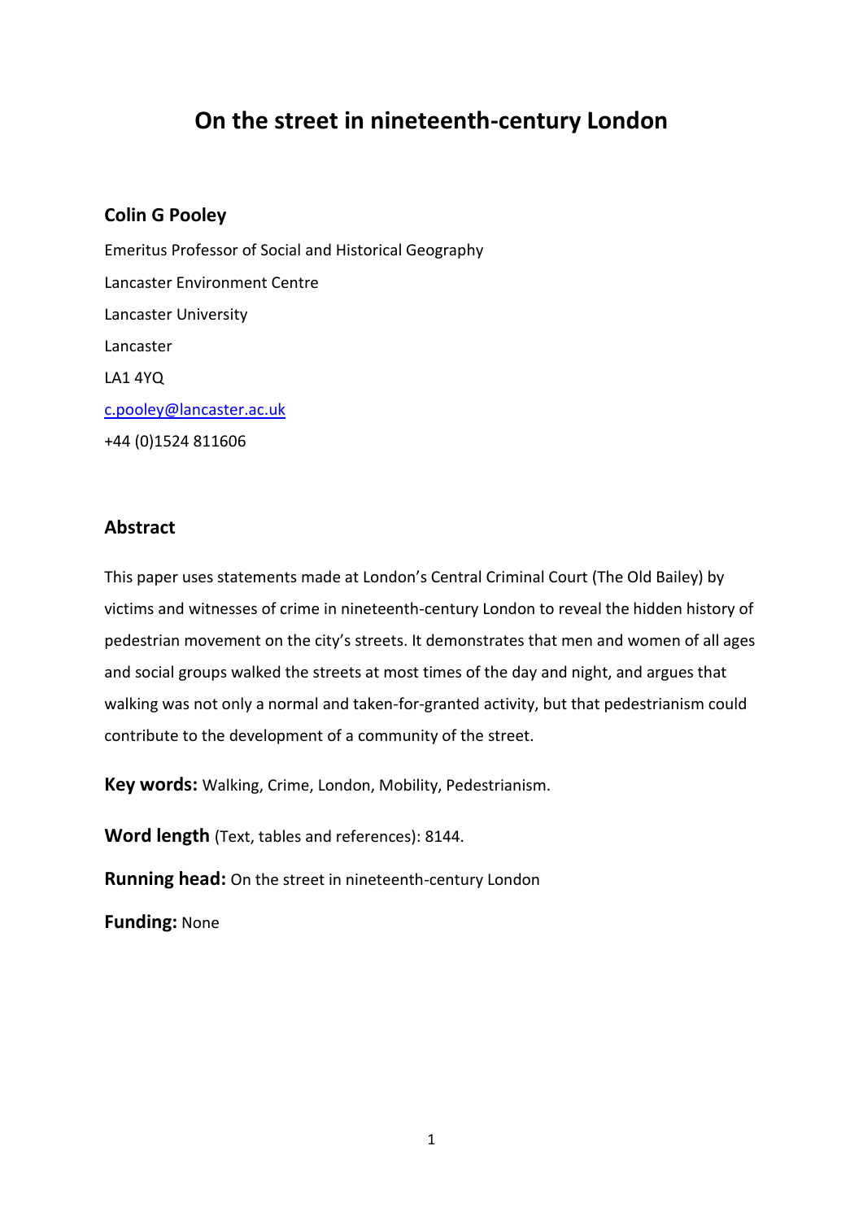# On the street in nineteenth-century London

## Colin G Pooley

Emeritus Professor of Social and Historical Geography

Lancaster Environment Centre

Lancaster University

Lancaster

LA1 4YQ

c.pooley@lancaster.ac.uk

+44 (0)1524 811606

## Abstract

This paper uses statements made at London's Central Criminal Court (The Old Bailey) by victims and witnesses of crime in nineteenth-century London to reveal the hidden history of pedestrian movement on the city's streets. It demonstrates that men and women of all ages and social groups walked the streets at most times of the day and night, and argues that walking was not only a normal and taken-for-granted activity, but that pedestrianism could contribute to the development of a community of the street.

**Key words:** Walking, Crime, London, Mobility, Pedestrianism.

**Word length** (Text, tables and references): 8144.

**Running head:** On the street in nineteenth-century London

**Funding:** None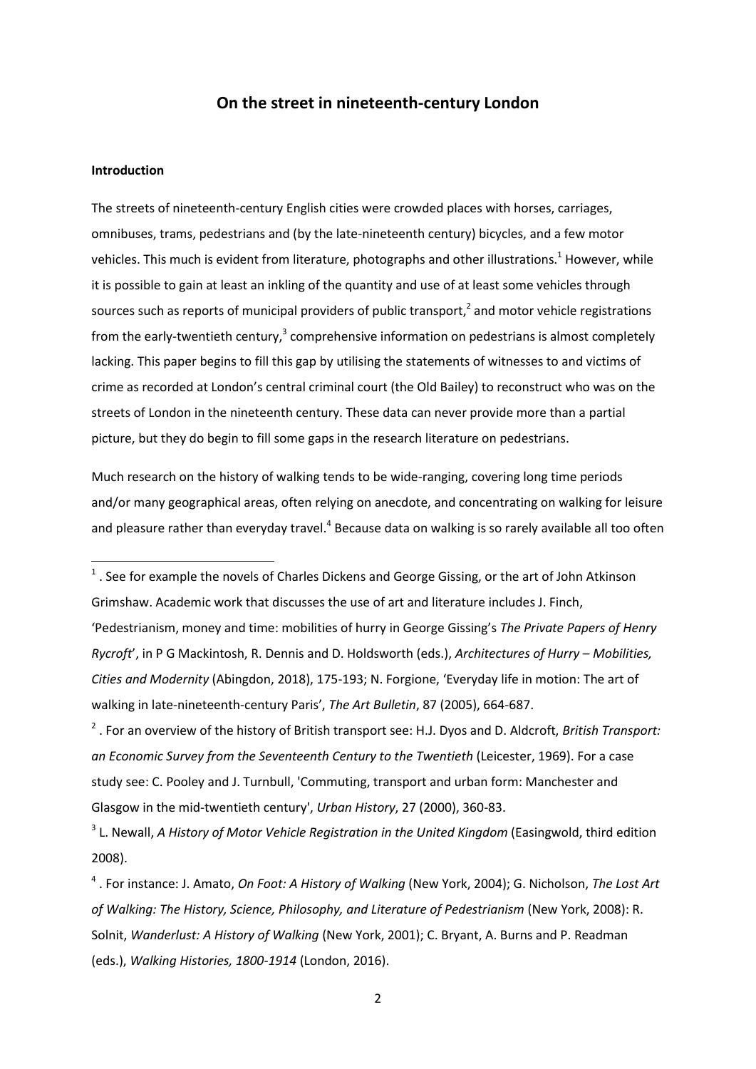# On the street in nineteenth-century London

## Introduction

The streets of nineteenth-century English cities were crowded places with horses, carriages, omnibuses, trams, pedestrians and (by the late-nineteenth century) bicycles, and a few motor vehicles. This much is evident from literature, photographs and other illustrations.[1] However, while it is possible to gain at least an inkling of the quantity and use of at least some vehicles through sources such as reports of municipal providers of public transport,[2] and motor vehicle registrations from the early-twentieth century,[3] comprehensive information on pedestrians is almost completely lacking. This paper begins to fill this gap by utilising the statements of witnesses to and victims of crime as recorded at London's central criminal court (the Old Bailey) to reconstruct who was on the streets of London in the nineteenth century. These data can never provide more than a partial picture, but they do begin to fill some gaps in the research literature on pedestrians.

Much research on the history of walking tends to be wide-ranging, covering long time periods and/or many geographical areas, often relying on anecdote, and concentrating on walking for leisure and pleasure rather than everyday travel.[4] Because data on walking is so rarely available all too often

---

[1] . See for example the novels of Charles Dickens and George Gissing, or the art of John Atkinson Grimshaw. Academic work that discusses the use of art and literature includes J. Finch, 'Pedestrianism, money and time: mobilities of hurry in George Gissing's *The Private Papers of Henry Rycroft*', in P G Mackintosh, R. Dennis and D. Holdsworth (eds.), *Architectures of Hurry – Mobilities, Cities and Modernity* (Abingdon, 2018), 175-193; N. Forgione, 'Everyday life in motion: The art of walking in late-nineteenth-century Paris', *The Art Bulletin*, 87 (2005), 664-687.

[2] . For an overview of the history of British transport see: H.J. Dyos and D. Aldcroft, *British Transport: an Economic Survey from the Seventeenth Century to the Twentieth* (Leicester, 1969). For a case study see: C. Pooley and J. Turnbull, 'Commuting, transport and urban form: Manchester and Glasgow in the mid-twentieth century', *Urban History*, 27 (2000), 360-83.

[3] L. Newall, *A History of Motor Vehicle Registration in the United Kingdom* (Easingwold, third edition 2008).

[4] . For instance: J. Amato, *On Foot: A History of Walking* (New York, 2004); G. Nicholson, *The Lost Art of Walking: The History, Science, Philosophy, and Literature of Pedestrianism* (New York, 2008): R. Solnit, *Wanderlust: A History of Walking* (New York, 2001); C. Bryant, A. Burns and P. Readman (eds.), *Walking Histories, 1800-1914* (London, 2016).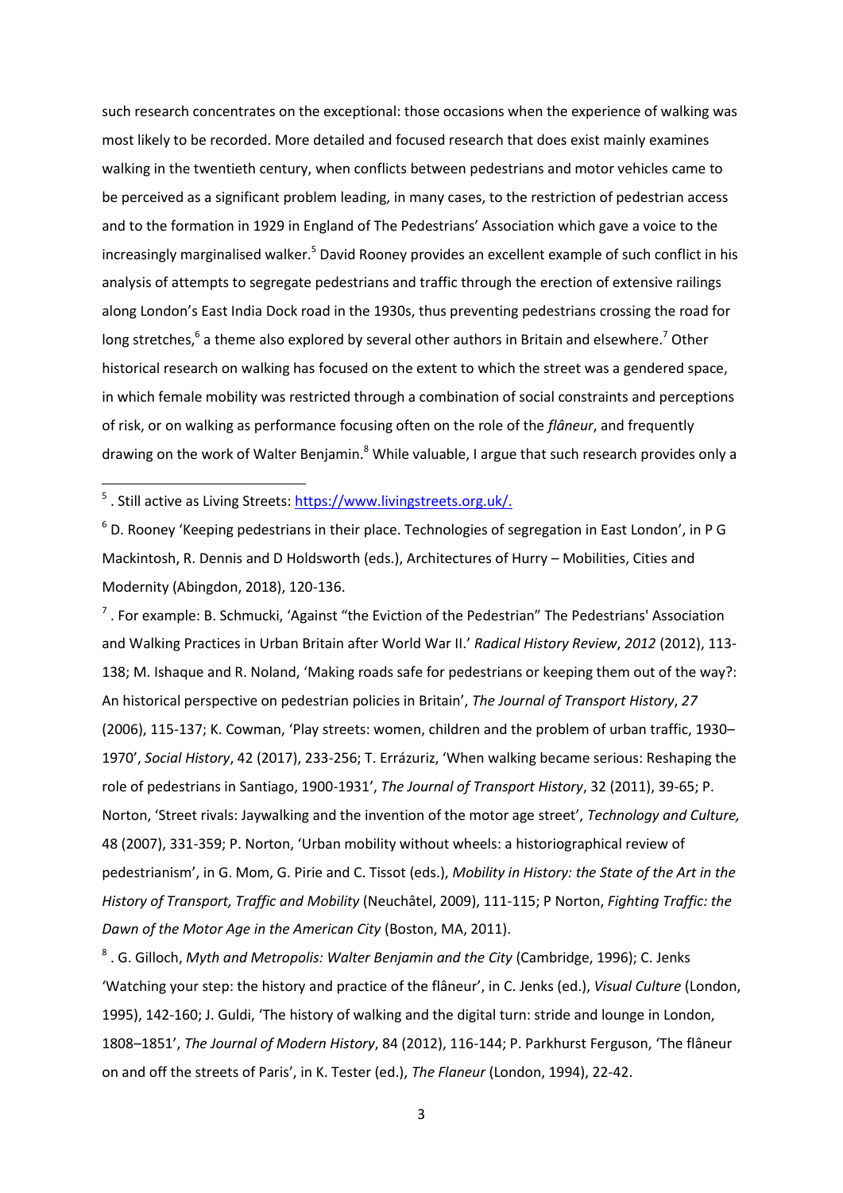such research concentrates on the exceptional: those occasions when the experience of walking was most likely to be recorded. More detailed and focused research that does exist mainly examines walking in the twentieth century, when conflicts between pedestrians and motor vehicles came to be perceived as a significant problem leading, in many cases, to the restriction of pedestrian access and to the formation in 1929 in England of The Pedestrians' Association which gave a voice to the increasingly marginalised walker.[5] David Rooney provides an excellent example of such conflict in his analysis of attempts to segregate pedestrians and traffic through the erection of extensive railings along London's East India Dock road in the 1930s, thus preventing pedestrians crossing the road for long stretches,[6] a theme also explored by several other authors in Britain and elsewhere.[7] Other historical research on walking has focused on the extent to which the street was a gendered space, in which female mobility was restricted through a combination of social constraints and perceptions of risk, or on walking as performance focusing often on the role of the *flâneur*, and frequently drawing on the work of Walter Benjamin.[8] While valuable, I argue that such research provides only a

[5] . Still active as Living Streets: https://www.livingstreets.org.uk/.

[6] D. Rooney 'Keeping pedestrians in their place. Technologies of segregation in East London', in P G Mackintosh, R. Dennis and D Holdsworth (eds.), Architectures of Hurry – Mobilities, Cities and Modernity (Abingdon, 2018), 120-136.

[7] . For example: B. Schmucki, 'Against "the Eviction of the Pedestrian" The Pedestrians' Association and Walking Practices in Urban Britain after World War II.' *Radical History Review*, *2012* (2012), 113-138; M. Ishaque and R. Noland, 'Making roads safe for pedestrians or keeping them out of the way?: An historical perspective on pedestrian policies in Britain', *The Journal of Transport History*, *27* (2006), 115-137; K. Cowman, 'Play streets: women, children and the problem of urban traffic, 1930–1970', *Social History*, 42 (2017), 233-256; T. Errázuriz, 'When walking became serious: Reshaping the role of pedestrians in Santiago, 1900-1931', *The Journal of Transport History*, 32 (2011), 39-65; P. Norton, 'Street rivals: Jaywalking and the invention of the motor age street', *Technology and Culture,* 48 (2007), 331-359; P. Norton, 'Urban mobility without wheels: a historiographical review of pedestrianism', in G. Mom, G. Pirie and C. Tissot (eds.), *Mobility in History: the State of the Art in the History of Transport, Traffic and Mobility* (Neuchâtel, 2009), 111-115; P Norton, *Fighting Traffic: the Dawn of the Motor Age in the American City* (Boston, MA, 2011).

[8] . G. Gilloch, *Myth and Metropolis: Walter Benjamin and the City* (Cambridge, 1996); C. Jenks 'Watching your step: the history and practice of the flâneur', in C. Jenks (ed.), *Visual Culture* (London, 1995), 142-160; J. Guldi, 'The history of walking and the digital turn: stride and lounge in London, 1808–1851', *The Journal of Modern History*, 84 (2012), 116-144; P. Parkhurst Ferguson, 'The flâneur on and off the streets of Paris', in K. Tester (ed.), *The Flaneur* (London, 1994), 22-42.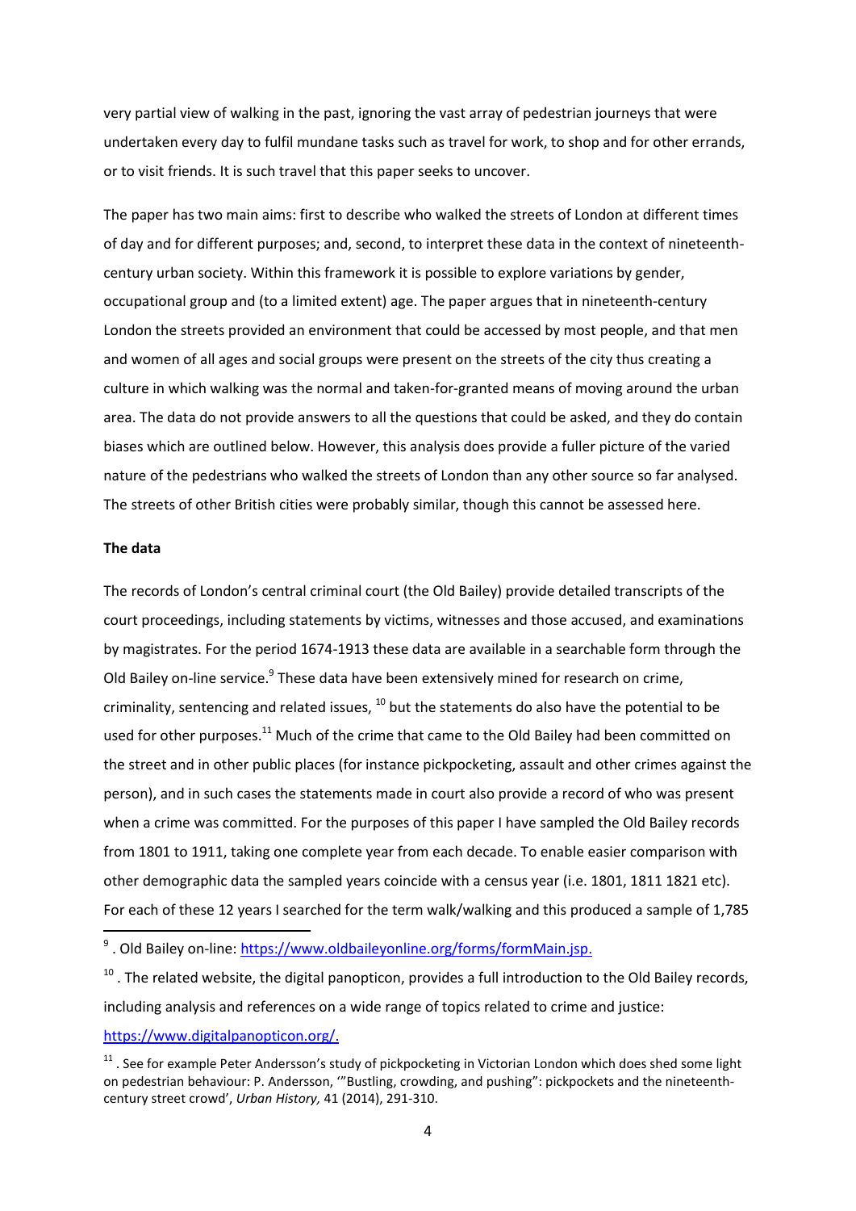very partial view of walking in the past, ignoring the vast array of pedestrian journeys that were undertaken every day to fulfil mundane tasks such as travel for work, to shop and for other errands, or to visit friends. It is such travel that this paper seeks to uncover.

The paper has two main aims: first to describe who walked the streets of London at different times of day and for different purposes; and, second, to interpret these data in the context of nineteenth-century urban society. Within this framework it is possible to explore variations by gender, occupational group and (to a limited extent) age. The paper argues that in nineteenth-century London the streets provided an environment that could be accessed by most people, and that men and women of all ages and social groups were present on the streets of the city thus creating a culture in which walking was the normal and taken-for-granted means of moving around the urban area. The data do not provide answers to all the questions that could be asked, and they do contain biases which are outlined below. However, this analysis does provide a fuller picture of the varied nature of the pedestrians who walked the streets of London than any other source so far analysed. The streets of other British cities were probably similar, though this cannot be assessed here.

**The data**

The records of London's central criminal court (the Old Bailey) provide detailed transcripts of the court proceedings, including statements by victims, witnesses and those accused, and examinations by magistrates. For the period 1674-1913 these data are available in a searchable form through the Old Bailey on-line service.[9] These data have been extensively mined for research on crime, criminality, sentencing and related issues, [10] but the statements do also have the potential to be used for other purposes.[11] Much of the crime that came to the Old Bailey had been committed on the street and in other public places (for instance pickpocketing, assault and other crimes against the person), and in such cases the statements made in court also provide a record of who was present when a crime was committed. For the purposes of this paper I have sampled the Old Bailey records from 1801 to 1911, taking one complete year from each decade. To enable easier comparison with other demographic data the sampled years coincide with a census year (i.e. 1801, 1811 1821 etc). For each of these 12 years I searched for the term walk/walking and this produced a sample of 1,785

[9] . Old Bailey on-line: https://www.oldbaileyonline.org/forms/formMain.jsp.

[10] . The related website, the digital panopticon, provides a full introduction to the Old Bailey records, including analysis and references on a wide range of topics related to crime and justice: https://www.digitalpanopticon.org/.

[11] . See for example Peter Andersson's study of pickpocketing in Victorian London which does shed some light on pedestrian behaviour: P. Andersson, '"Bustling, crowding, and pushing": pickpockets and the nineteenth-century street crowd', *Urban History,* 41 (2014), 291-310.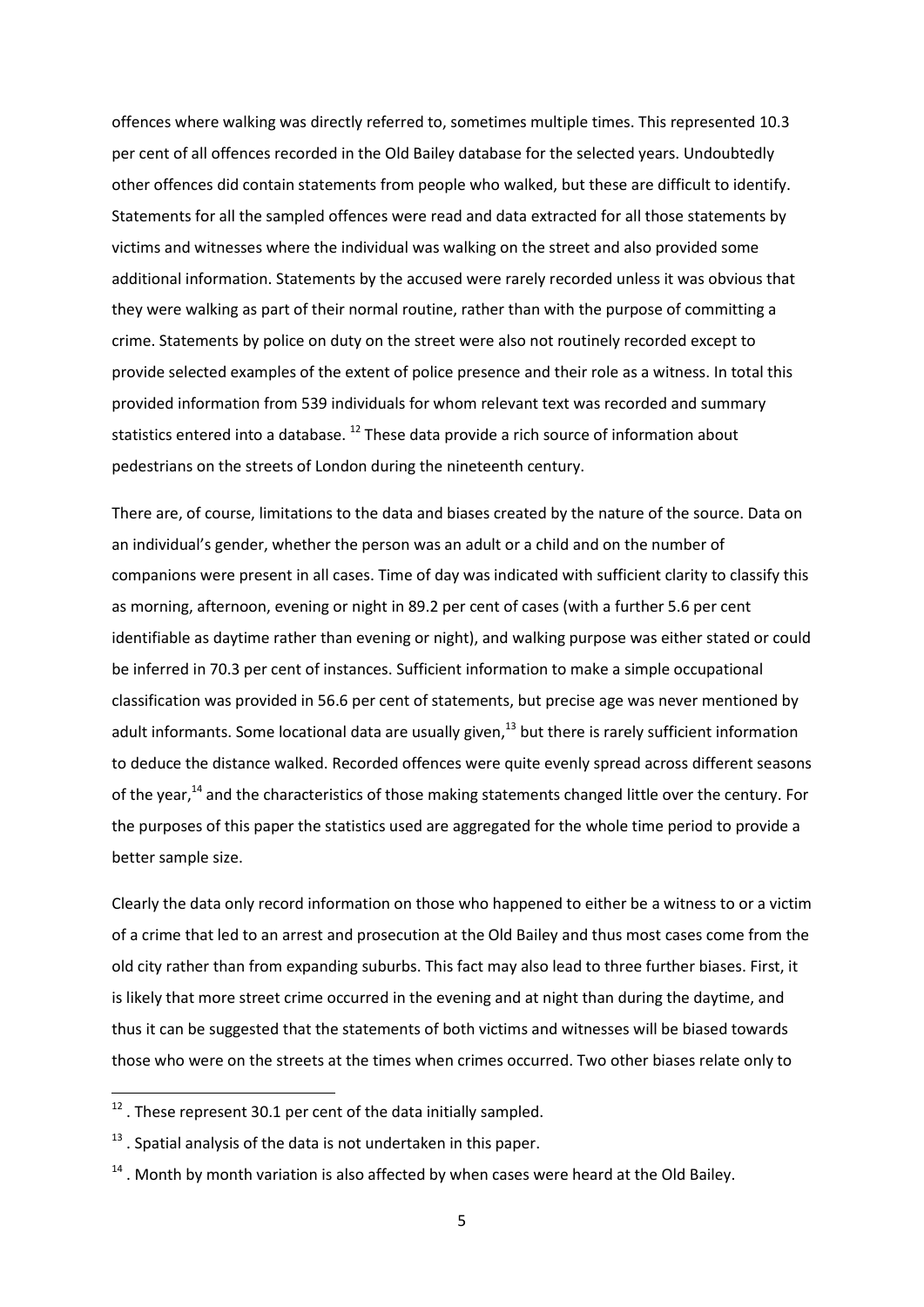offences where walking was directly referred to, sometimes multiple times. This represented 10.3 per cent of all offences recorded in the Old Bailey database for the selected years. Undoubtedly other offences did contain statements from people who walked, but these are difficult to identify. Statements for all the sampled offences were read and data extracted for all those statements by victims and witnesses where the individual was walking on the street and also provided some additional information. Statements by the accused were rarely recorded unless it was obvious that they were walking as part of their normal routine, rather than with the purpose of committing a crime. Statements by police on duty on the street were also not routinely recorded except to provide selected examples of the extent of police presence and their role as a witness. In total this provided information from 539 individuals for whom relevant text was recorded and summary statistics entered into a database. [12] These data provide a rich source of information about pedestrians on the streets of London during the nineteenth century.

There are, of course, limitations to the data and biases created by the nature of the source. Data on an individual's gender, whether the person was an adult or a child and on the number of companions were present in all cases. Time of day was indicated with sufficient clarity to classify this as morning, afternoon, evening or night in 89.2 per cent of cases (with a further 5.6 per cent identifiable as daytime rather than evening or night), and walking purpose was either stated or could be inferred in 70.3 per cent of instances. Sufficient information to make a simple occupational classification was provided in 56.6 per cent of statements, but precise age was never mentioned by adult informants. Some locational data are usually given,[13] but there is rarely sufficient information to deduce the distance walked. Recorded offences were quite evenly spread across different seasons of the year,[14] and the characteristics of those making statements changed little over the century. For the purposes of this paper the statistics used are aggregated for the whole time period to provide a better sample size.

Clearly the data only record information on those who happened to either be a witness to or a victim of a crime that led to an arrest and prosecution at the Old Bailey and thus most cases come from the old city rather than from expanding suburbs. This fact may also lead to three further biases. First, it is likely that more street crime occurred in the evening and at night than during the daytime, and thus it can be suggested that the statements of both victims and witnesses will be biased towards those who were on the streets at the times when crimes occurred. Two other biases relate only to

[12] . These represent 30.1 per cent of the data initially sampled.

[13] . Spatial analysis of the data is not undertaken in this paper.

[14] . Month by month variation is also affected by when cases were heard at the Old Bailey.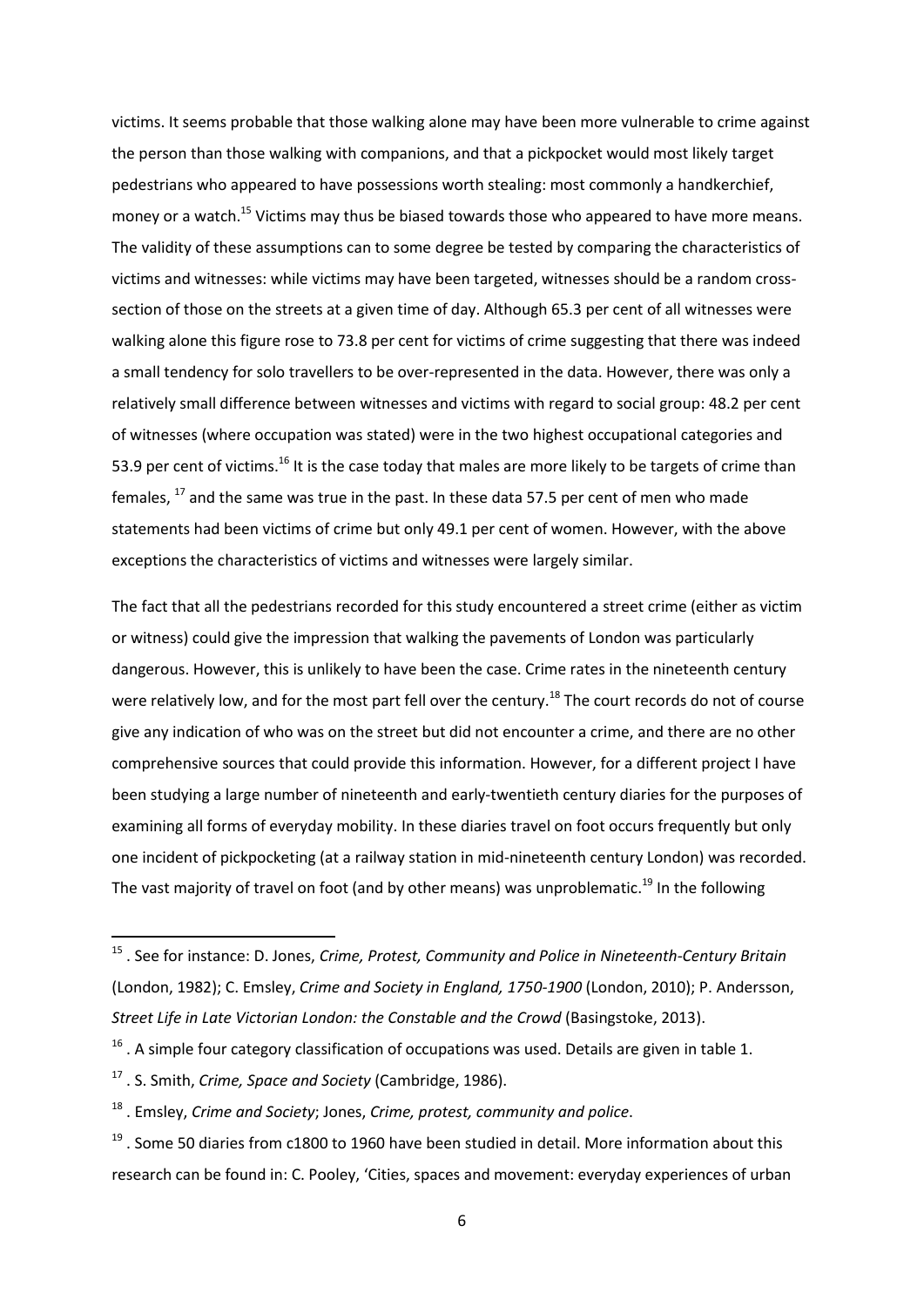victims. It seems probable that those walking alone may have been more vulnerable to crime against the person than those walking with companions, and that a pickpocket would most likely target pedestrians who appeared to have possessions worth stealing: most commonly a handkerchief, money or a watch.[15] Victims may thus be biased towards those who appeared to have more means. The validity of these assumptions can to some degree be tested by comparing the characteristics of victims and witnesses: while victims may have been targeted, witnesses should be a random cross-section of those on the streets at a given time of day. Although 65.3 per cent of all witnesses were walking alone this figure rose to 73.8 per cent for victims of crime suggesting that there was indeed a small tendency for solo travellers to be over-represented in the data. However, there was only a relatively small difference between witnesses and victims with regard to social group: 48.2 per cent of witnesses (where occupation was stated) were in the two highest occupational categories and 53.9 per cent of victims.[16] It is the case today that males are more likely to be targets of crime than females, [17] and the same was true in the past. In these data 57.5 per cent of men who made statements had been victims of crime but only 49.1 per cent of women. However, with the above exceptions the characteristics of victims and witnesses were largely similar.

The fact that all the pedestrians recorded for this study encountered a street crime (either as victim or witness) could give the impression that walking the pavements of London was particularly dangerous. However, this is unlikely to have been the case. Crime rates in the nineteenth century were relatively low, and for the most part fell over the century.[18] The court records do not of course give any indication of who was on the street but did not encounter a crime, and there are no other comprehensive sources that could provide this information. However, for a different project I have been studying a large number of nineteenth and early-twentieth century diaries for the purposes of examining all forms of everyday mobility. In these diaries travel on foot occurs frequently but only one incident of pickpocketing (at a railway station in mid-nineteenth century London) was recorded. The vast majority of travel on foot (and by other means) was unproblematic.[19] In the following

---

[15] . See for instance: D. Jones, *Crime, Protest, Community and Police in Nineteenth-Century Britain* (London, 1982); C. Emsley, *Crime and Society in England, 1750-1900* (London, 2010); P. Andersson, *Street Life in Late Victorian London: the Constable and the Crowd* (Basingstoke, 2013).

[16] . A simple four category classification of occupations was used. Details are given in table 1.

[17] . S. Smith, *Crime, Space and Society* (Cambridge, 1986).

[18] . Emsley, *Crime and Society*; Jones, *Crime, protest, community and police*.

[19] . Some 50 diaries from c1800 to 1960 have been studied in detail. More information about this research can be found in: C. Pooley, 'Cities, spaces and movement: everyday experiences of urban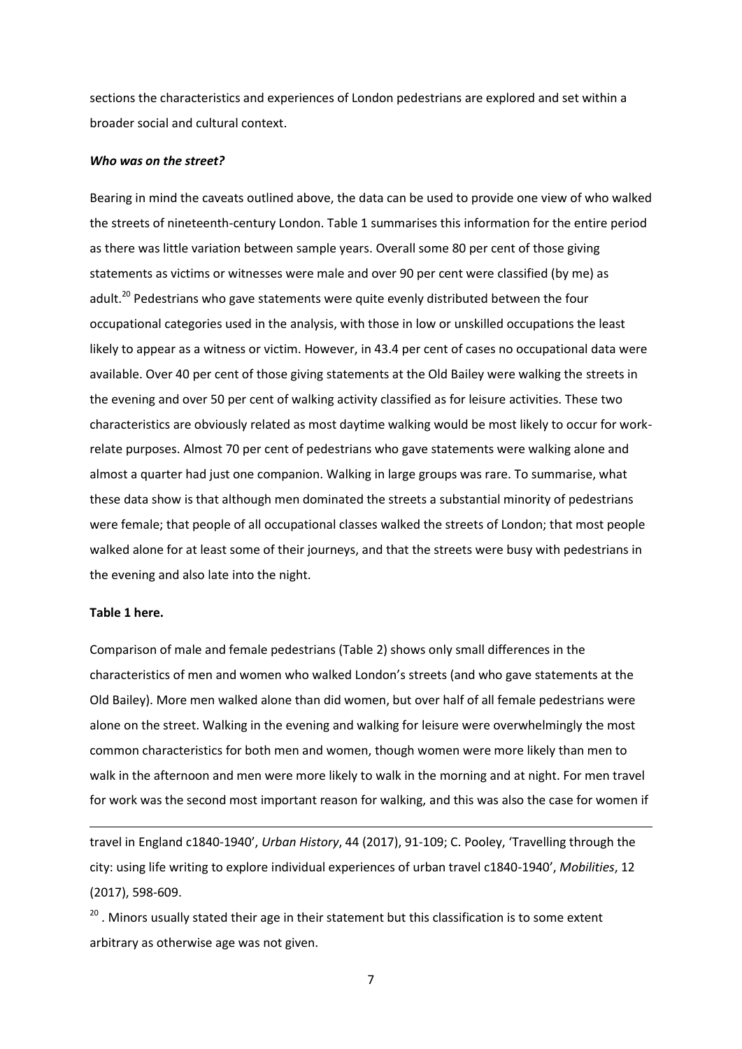sections the characteristics and experiences of London pedestrians are explored and set within a broader social and cultural context.

***Who was on the street?***

Bearing in mind the caveats outlined above, the data can be used to provide one view of who walked the streets of nineteenth-century London. Table 1 summarises this information for the entire period as there was little variation between sample years. Overall some 80 per cent of those giving statements as victims or witnesses were male and over 90 per cent were classified (by me) as adult.[20] Pedestrians who gave statements were quite evenly distributed between the four occupational categories used in the analysis, with those in low or unskilled occupations the least likely to appear as a witness or victim. However, in 43.4 per cent of cases no occupational data were available. Over 40 per cent of those giving statements at the Old Bailey were walking the streets in the evening and over 50 per cent of walking activity classified as for leisure activities. These two characteristics are obviously related as most daytime walking would be most likely to occur for work-relate purposes. Almost 70 per cent of pedestrians who gave statements were walking alone and almost a quarter had just one companion. Walking in large groups was rare. To summarise, what these data show is that although men dominated the streets a substantial minority of pedestrians were female; that people of all occupational classes walked the streets of London; that most people walked alone for at least some of their journeys, and that the streets were busy with pedestrians in the evening and also late into the night.

**Table 1 here.**

Comparison of male and female pedestrians (Table 2) shows only small differences in the characteristics of men and women who walked London's streets (and who gave statements at the Old Bailey). More men walked alone than did women, but over half of all female pedestrians were alone on the street. Walking in the evening and walking for leisure were overwhelmingly the most common characteristics for both men and women, though women were more likely than men to walk in the afternoon and men were more likely to walk in the morning and at night. For men travel for work was the second most important reason for walking, and this was also the case for women if

---

travel in England c1840-1940', *Urban History*, 44 (2017), 91-109; C. Pooley, 'Travelling through the city: using life writing to explore individual experiences of urban travel c1840-1940', *Mobilities*, 12 (2017), 598-609.

[20] . Minors usually stated their age in their statement but this classification is to some extent arbitrary as otherwise age was not given.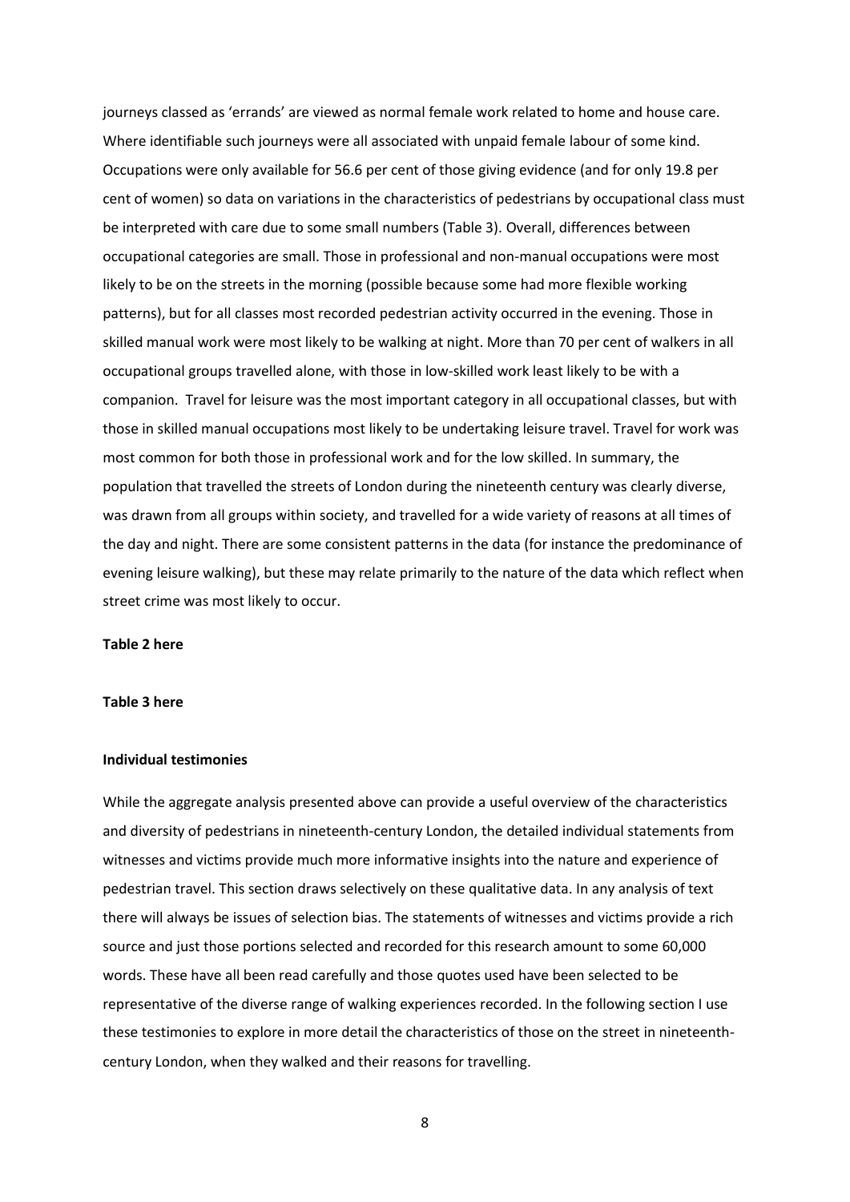journeys classed as 'errands' are viewed as normal female work related to home and house care. Where identifiable such journeys were all associated with unpaid female labour of some kind. Occupations were only available for 56.6 per cent of those giving evidence (and for only 19.8 per cent of women) so data on variations in the characteristics of pedestrians by occupational class must be interpreted with care due to some small numbers (Table 3). Overall, differences between occupational categories are small. Those in professional and non-manual occupations were most likely to be on the streets in the morning (possible because some had more flexible working patterns), but for all classes most recorded pedestrian activity occurred in the evening. Those in skilled manual work were most likely to be walking at night. More than 70 per cent of walkers in all occupational groups travelled alone, with those in low-skilled work least likely to be with a companion. Travel for leisure was the most important category in all occupational classes, but with those in skilled manual occupations most likely to be undertaking leisure travel. Travel for work was most common for both those in professional work and for the low skilled. In summary, the population that travelled the streets of London during the nineteenth century was clearly diverse, was drawn from all groups within society, and travelled for a wide variety of reasons at all times of the day and night. There are some consistent patterns in the data (for instance the predominance of evening leisure walking), but these may relate primarily to the nature of the data which reflect when street crime was most likely to occur.

**Table 2 here**

**Table 3 here**

**Individual testimonies**

While the aggregate analysis presented above can provide a useful overview of the characteristics and diversity of pedestrians in nineteenth-century London, the detailed individual statements from witnesses and victims provide much more informative insights into the nature and experience of pedestrian travel. This section draws selectively on these qualitative data. In any analysis of text there will always be issues of selection bias. The statements of witnesses and victims provide a rich source and just those portions selected and recorded for this research amount to some 60,000 words. These have all been read carefully and those quotes used have been selected to be representative of the diverse range of walking experiences recorded. In the following section I use these testimonies to explore in more detail the characteristics of those on the street in nineteenth-century London, when they walked and their reasons for travelling.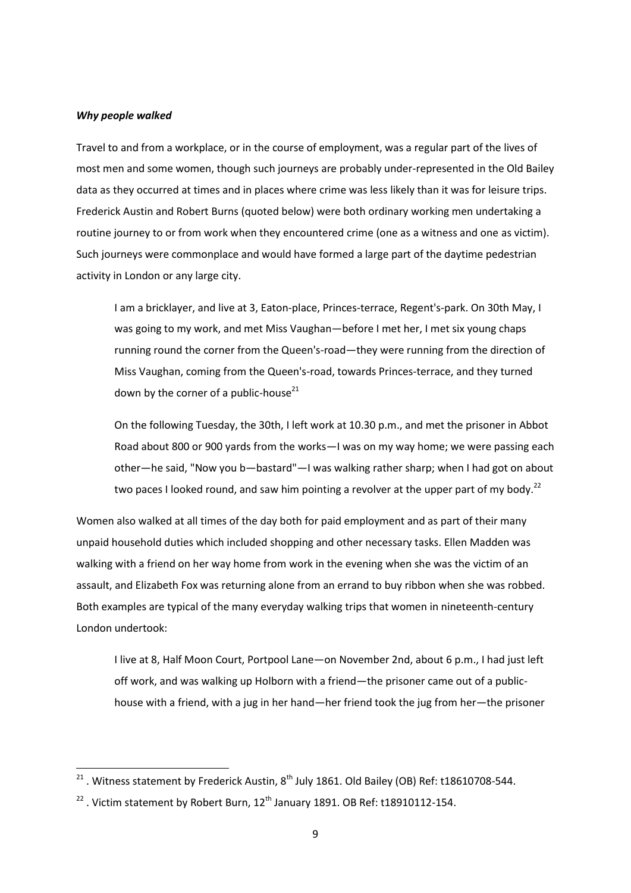***Why people walked***

Travel to and from a workplace, or in the course of employment, was a regular part of the lives of most men and some women, though such journeys are probably under-represented in the Old Bailey data as they occurred at times and in places where crime was less likely than it was for leisure trips. Frederick Austin and Robert Burns (quoted below) were both ordinary working men undertaking a routine journey to or from work when they encountered crime (one as a witness and one as victim). Such journeys were commonplace and would have formed a large part of the daytime pedestrian activity in London or any large city.

> I am a bricklayer, and live at 3, Eaton-place, Princes-terrace, Regent's-park. On 30th May, I was going to my work, and met Miss Vaughan—before I met her, I met six young chaps running round the corner from the Queen's-road—they were running from the direction of Miss Vaughan, coming from the Queen's-road, towards Princes-terrace, and they turned down by the corner of a public-house[21]

> On the following Tuesday, the 30th, I left work at 10.30 p.m., and met the prisoner in Abbot Road about 800 or 900 yards from the works—I was on my way home; we were passing each other—he said, "Now you b—bastard"—I was walking rather sharp; when I had got on about two paces I looked round, and saw him pointing a revolver at the upper part of my body.[22]

Women also walked at all times of the day both for paid employment and as part of their many unpaid household duties which included shopping and other necessary tasks. Ellen Madden was walking with a friend on her way home from work in the evening when she was the victim of an assault, and Elizabeth Fox was returning alone from an errand to buy ribbon when she was robbed. Both examples are typical of the many everyday walking trips that women in nineteenth-century London undertook:

> I live at 8, Half Moon Court, Portpool Lane—on November 2nd, about 6 p.m., I had just left off work, and was walking up Holborn with a friend—the prisoner came out of a public-house with a friend, with a jug in her hand—her friend took the jug from her—the prisoner

---

[21] . Witness statement by Frederick Austin, 8th July 1861. Old Bailey (OB) Ref: t18610708-544.

[22] . Victim statement by Robert Burn, 12th January 1891. OB Ref: t18910112-154.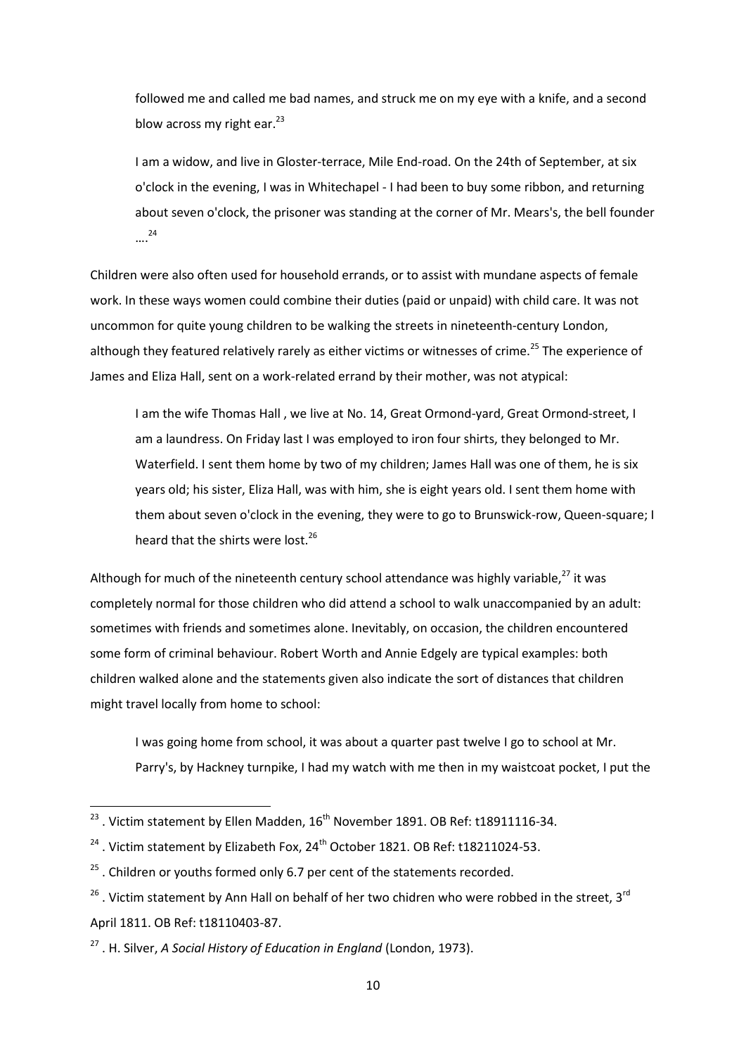> followed me and called me bad names, and struck me on my eye with a knife, and a second blow across my right ear.[23]

> I am a widow, and live in Gloster-terrace, Mile End-road. On the 24th of September, at six o'clock in the evening, I was in Whitechapel - I had been to buy some ribbon, and returning about seven o'clock, the prisoner was standing at the corner of Mr. Mears's, the bell founder ….[24]

Children were also often used for household errands, or to assist with mundane aspects of female work. In these ways women could combine their duties (paid or unpaid) with child care. It was not uncommon for quite young children to be walking the streets in nineteenth-century London, although they featured relatively rarely as either victims or witnesses of crime.[25] The experience of James and Eliza Hall, sent on a work-related errand by their mother, was not atypical:

> I am the wife Thomas Hall , we live at No. 14, Great Ormond-yard, Great Ormond-street, I am a laundress. On Friday last I was employed to iron four shirts, they belonged to Mr. Waterfield. I sent them home by two of my children; James Hall was one of them, he is six years old; his sister, Eliza Hall, was with him, she is eight years old. I sent them home with them about seven o'clock in the evening, they were to go to Brunswick-row, Queen-square; I heard that the shirts were lost.[26]

Although for much of the nineteenth century school attendance was highly variable,[27] it was completely normal for those children who did attend a school to walk unaccompanied by an adult: sometimes with friends and sometimes alone. Inevitably, on occasion, the children encountered some form of criminal behaviour. Robert Worth and Annie Edgely are typical examples: both children walked alone and the statements given also indicate the sort of distances that children might travel locally from home to school:

> I was going home from school, it was about a quarter past twelve I go to school at Mr. Parry's, by Hackney turnpike, I had my watch with me then in my waistcoat pocket, I put the

---

[23] . Victim statement by Ellen Madden, 16th November 1891. OB Ref: t18911116-34.

[24] . Victim statement by Elizabeth Fox, 24th October 1821. OB Ref: t18211024-53.

[25] . Children or youths formed only 6.7 per cent of the statements recorded.

[26] . Victim statement by Ann Hall on behalf of her two chidren who were robbed in the street, 3rd April 1811. OB Ref: t18110403-87.

[27] . H. Silver, *A Social History of Education in England* (London, 1973).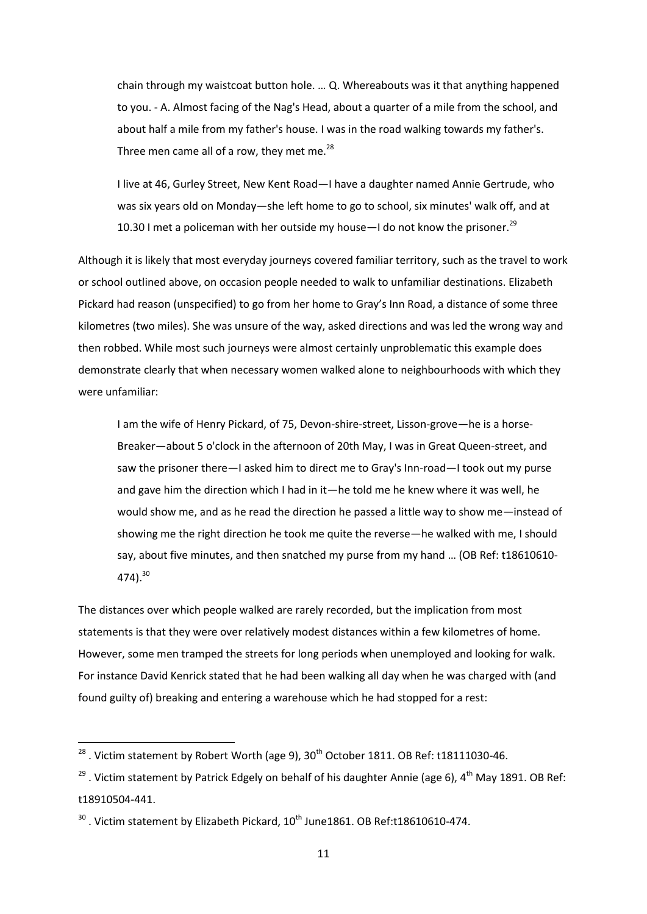> chain through my waistcoat button hole. … Q. Whereabouts was it that anything happened to you. - A. Almost facing of the Nag's Head, about a quarter of a mile from the school, and about half a mile from my father's house. I was in the road walking towards my father's. Three men came all of a row, they met me.[28]

> I live at 46, Gurley Street, New Kent Road—I have a daughter named Annie Gertrude, who was six years old on Monday—she left home to go to school, six minutes' walk off, and at 10.30 I met a policeman with her outside my house—I do not know the prisoner.[29]

Although it is likely that most everyday journeys covered familiar territory, such as the travel to work or school outlined above, on occasion people needed to walk to unfamiliar destinations. Elizabeth Pickard had reason (unspecified) to go from her home to Gray's Inn Road, a distance of some three kilometres (two miles). She was unsure of the way, asked directions and was led the wrong way and then robbed. While most such journeys were almost certainly unproblematic this example does demonstrate clearly that when necessary women walked alone to neighbourhoods with which they were unfamiliar:

> I am the wife of Henry Pickard, of 75, Devon-shire-street, Lisson-grove—he is a horse-Breaker—about 5 o'clock in the afternoon of 20th May, I was in Great Queen-street, and saw the prisoner there—I asked him to direct me to Gray's Inn-road—I took out my purse and gave him the direction which I had in it—he told me he knew where it was well, he would show me, and as he read the direction he passed a little way to show me—instead of showing me the right direction he took me quite the reverse—he walked with me, I should say, about five minutes, and then snatched my purse from my hand … (OB Ref: t18610610-474).[30]

The distances over which people walked are rarely recorded, but the implication from most statements is that they were over relatively modest distances within a few kilometres of home. However, some men tramped the streets for long periods when unemployed and looking for walk. For instance David Kenrick stated that he had been walking all day when he was charged with (and found guilty of) breaking and entering a warehouse which he had stopped for a rest:

---

[28]. Victim statement by Robert Worth (age 9), 30th October 1811. OB Ref: t18111030-46.

[29]. Victim statement by Patrick Edgely on behalf of his daughter Annie (age 6), 4th May 1891. OB Ref: t18910504-441.

[30]. Victim statement by Elizabeth Pickard, 10th June1861. OB Ref:t18610610-474.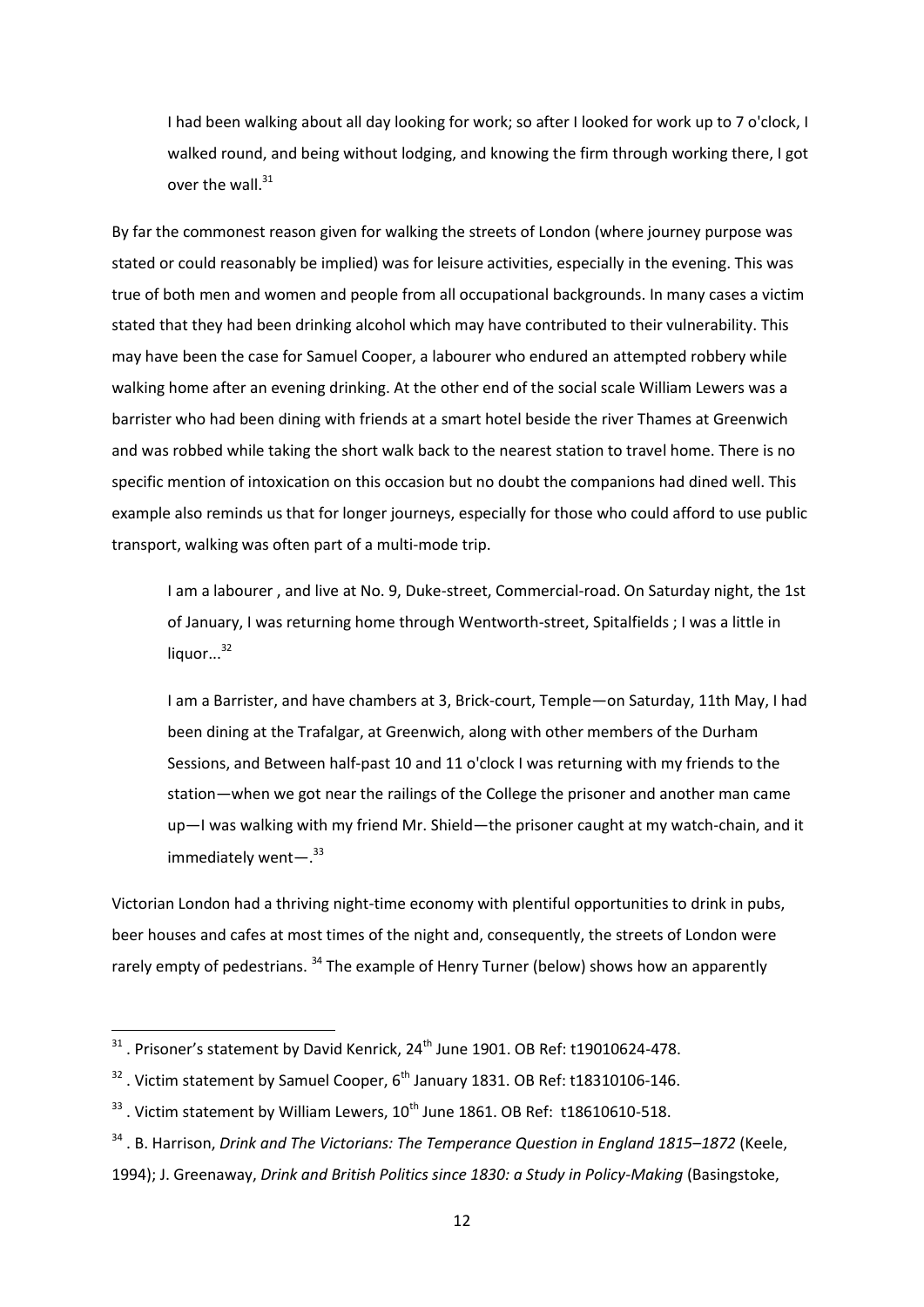> I had been walking about all day looking for work; so after I looked for work up to 7 o'clock, I walked round, and being without lodging, and knowing the firm through working there, I got over the wall.[31]

By far the commonest reason given for walking the streets of London (where journey purpose was stated or could reasonably be implied) was for leisure activities, especially in the evening. This was true of both men and women and people from all occupational backgrounds. In many cases a victim stated that they had been drinking alcohol which may have contributed to their vulnerability. This may have been the case for Samuel Cooper, a labourer who endured an attempted robbery while walking home after an evening drinking. At the other end of the social scale William Lewers was a barrister who had been dining with friends at a smart hotel beside the river Thames at Greenwich and was robbed while taking the short walk back to the nearest station to travel home. There is no specific mention of intoxication on this occasion but no doubt the companions had dined well. This example also reminds us that for longer journeys, especially for those who could afford to use public transport, walking was often part of a multi-mode trip.

> I am a labourer , and live at No. 9, Duke-street, Commercial-road. On Saturday night, the 1st of January, I was returning home through Wentworth-street, Spitalfields ; I was a little in liquor...[32]

> I am a Barrister, and have chambers at 3, Brick-court, Temple—on Saturday, 11th May, I had been dining at the Trafalgar, at Greenwich, along with other members of the Durham Sessions, and Between half-past 10 and 11 o'clock I was returning with my friends to the station—when we got near the railings of the College the prisoner and another man came up—I was walking with my friend Mr. Shield—the prisoner caught at my watch-chain, and it immediately went—.[33]

Victorian London had a thriving night-time economy with plentiful opportunities to drink in pubs, beer houses and cafes at most times of the night and, consequently, the streets of London were rarely empty of pedestrians. [34] The example of Henry Turner (below) shows how an apparently

---

[31] . Prisoner's statement by David Kenrick, 24th June 1901. OB Ref: t19010624-478.

[32] . Victim statement by Samuel Cooper, 6th January 1831. OB Ref: t18310106-146.

[33] . Victim statement by William Lewers, 10th June 1861. OB Ref: t18610610-518.

[34] . B. Harrison, *Drink and The Victorians: The Temperance Question in England 1815–1872* (Keele, 1994); J. Greenaway, *Drink and British Politics since 1830: a Study in Policy-Making* (Basingstoke,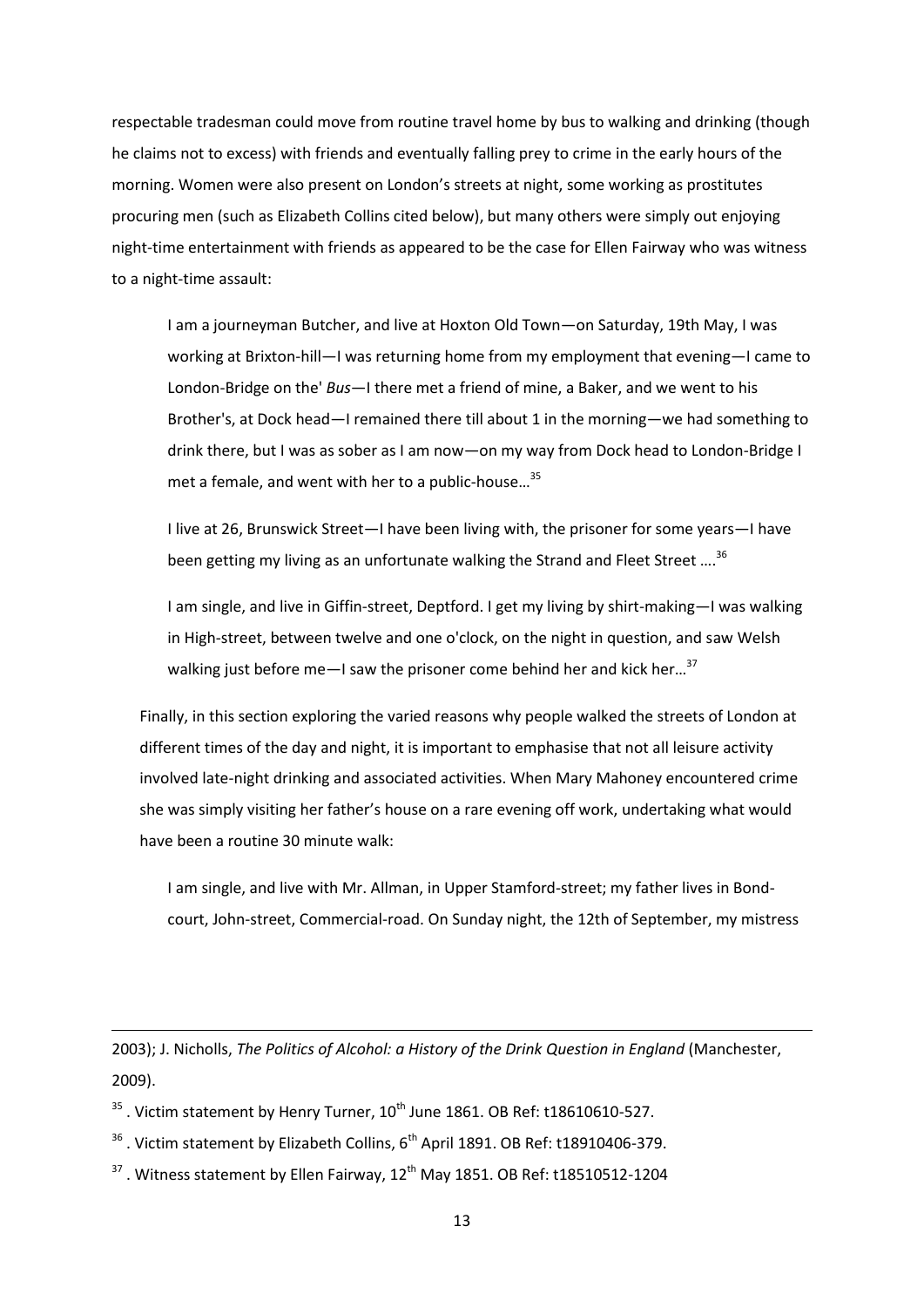respectable tradesman could move from routine travel home by bus to walking and drinking (though he claims not to excess) with friends and eventually falling prey to crime in the early hours of the morning. Women were also present on London's streets at night, some working as prostitutes procuring men (such as Elizabeth Collins cited below), but many others were simply out enjoying night-time entertainment with friends as appeared to be the case for Ellen Fairway who was witness to a night-time assault:

> I am a journeyman Butcher, and live at Hoxton Old Town—on Saturday, 19th May, I was working at Brixton-hill—I was returning home from my employment that evening—I came to London-Bridge on the' *Bus*—I there met a friend of mine, a Baker, and we went to his Brother's, at Dock head—I remained there till about 1 in the morning—we had something to drink there, but I was as sober as I am now—on my way from Dock head to London-Bridge I met a female, and went with her to a public-house…[35]

> I live at 26, Brunswick Street—I have been living with, the prisoner for some years—I have been getting my living as an unfortunate walking the Strand and Fleet Street ….[36]

> I am single, and live in Giffin-street, Deptford. I get my living by shirt-making—I was walking in High-street, between twelve and one o'clock, on the night in question, and saw Welsh walking just before me—I saw the prisoner come behind her and kick her…[37]

Finally, in this section exploring the varied reasons why people walked the streets of London at different times of the day and night, it is important to emphasise that not all leisure activity involved late-night drinking and associated activities. When Mary Mahoney encountered crime she was simply visiting her father's house on a rare evening off work, undertaking what would have been a routine 30 minute walk:

> I am single, and live with Mr. Allman, in Upper Stamford-street; my father lives in Bond-court, John-street, Commercial-road. On Sunday night, the 12th of September, my mistress

---

2003); J. Nicholls, *The Politics of Alcohol: a History of the Drink Question in England* (Manchester, 2009).

[35] . Victim statement by Henry Turner, 10th June 1861. OB Ref: t18610610-527.

[36] . Victim statement by Elizabeth Collins, 6th April 1891. OB Ref: t18910406-379.

[37] . Witness statement by Ellen Fairway, 12th May 1851. OB Ref: t18510512-1204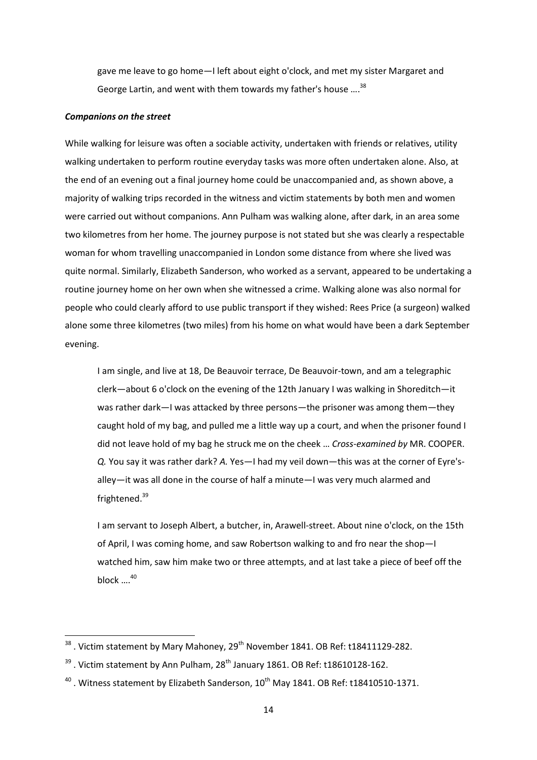gave me leave to go home—I left about eight o'clock, and met my sister Margaret and George Lartin, and went with them towards my father's house ….[38]

### *Companions on the street*

While walking for leisure was often a sociable activity, undertaken with friends or relatives, utility walking undertaken to perform routine everyday tasks was more often undertaken alone. Also, at the end of an evening out a final journey home could be unaccompanied and, as shown above, a majority of walking trips recorded in the witness and victim statements by both men and women were carried out without companions. Ann Pulham was walking alone, after dark, in an area some two kilometres from her home. The journey purpose is not stated but she was clearly a respectable woman for whom travelling unaccompanied in London some distance from where she lived was quite normal. Similarly, Elizabeth Sanderson, who worked as a servant, appeared to be undertaking a routine journey home on her own when she witnessed a crime. Walking alone was also normal for people who could clearly afford to use public transport if they wished: Rees Price (a surgeon) walked alone some three kilometres (two miles) from his home on what would have been a dark September evening.

> I am single, and live at 18, De Beauvoir terrace, De Beauvoir-town, and am a telegraphic clerk—about 6 o'clock on the evening of the 12th January I was walking in Shoreditch—it was rather dark—I was attacked by three persons—the prisoner was among them—they caught hold of my bag, and pulled me a little way up a court, and when the prisoner found I did not leave hold of my bag he struck me on the cheek … *Cross-examined by* MR. COOPER. *Q.* You say it was rather dark? *A.* Yes—I had my veil down—this was at the corner of Eyre's-alley—it was all done in the course of half a minute—I was very much alarmed and frightened.[39]

> I am servant to Joseph Albert, a butcher, in, Arawell-street. About nine o'clock, on the 15th of April, I was coming home, and saw Robertson walking to and fro near the shop—I watched him, saw him make two or three attempts, and at last take a piece of beef off the block ….[40]

---

[38] . Victim statement by Mary Mahoney, 29th November 1841. OB Ref: t18411129-282.

[39] . Victim statement by Ann Pulham, 28th January 1861. OB Ref: t18610128-162.

[40] . Witness statement by Elizabeth Sanderson, 10th May 1841. OB Ref: t18410510-1371.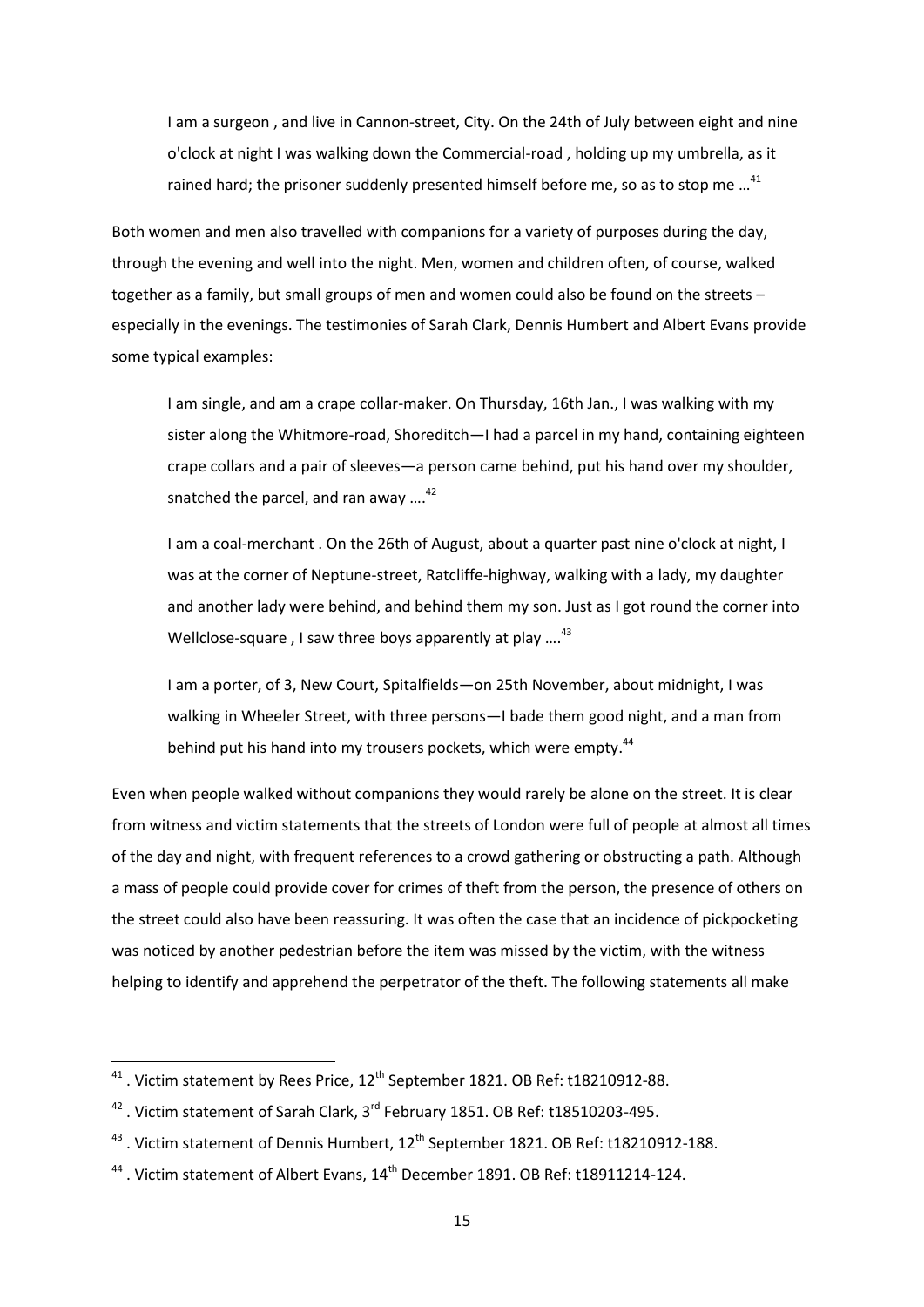> I am a surgeon , and live in Cannon-street, City. On the 24th of July between eight and nine o'clock at night I was walking down the Commercial-road , holding up my umbrella, as it rained hard; the prisoner suddenly presented himself before me, so as to stop me …[41]

Both women and men also travelled with companions for a variety of purposes during the day, through the evening and well into the night. Men, women and children often, of course, walked together as a family, but small groups of men and women could also be found on the streets – especially in the evenings. The testimonies of Sarah Clark, Dennis Humbert and Albert Evans provide some typical examples:

> I am single, and am a crape collar-maker. On Thursday, 16th Jan., I was walking with my sister along the Whitmore-road, Shoreditch—I had a parcel in my hand, containing eighteen crape collars and a pair of sleeves—a person came behind, put his hand over my shoulder, snatched the parcel, and ran away ….[42]

> I am a coal-merchant . On the 26th of August, about a quarter past nine o'clock at night, I was at the corner of Neptune-street, Ratcliffe-highway, walking with a lady, my daughter and another lady were behind, and behind them my son. Just as I got round the corner into Wellclose-square , I saw three boys apparently at play ….[43]

> I am a porter, of 3, New Court, Spitalfields—on 25th November, about midnight, I was walking in Wheeler Street, with three persons—I bade them good night, and a man from behind put his hand into my trousers pockets, which were empty.[44]

Even when people walked without companions they would rarely be alone on the street. It is clear from witness and victim statements that the streets of London were full of people at almost all times of the day and night, with frequent references to a crowd gathering or obstructing a path. Although a mass of people could provide cover for crimes of theft from the person, the presence of others on the street could also have been reassuring. It was often the case that an incidence of pickpocketing was noticed by another pedestrian before the item was missed by the victim, with the witness helping to identify and apprehend the perpetrator of the theft. The following statements all make

---

[41] . Victim statement by Rees Price, 12th September 1821. OB Ref: t18210912-88.

[42] . Victim statement of Sarah Clark, 3rd February 1851. OB Ref: t18510203-495.

[43] . Victim statement of Dennis Humbert, 12th September 1821. OB Ref: t18210912-188.

[44] . Victim statement of Albert Evans, 14th December 1891. OB Ref: t18911214-124.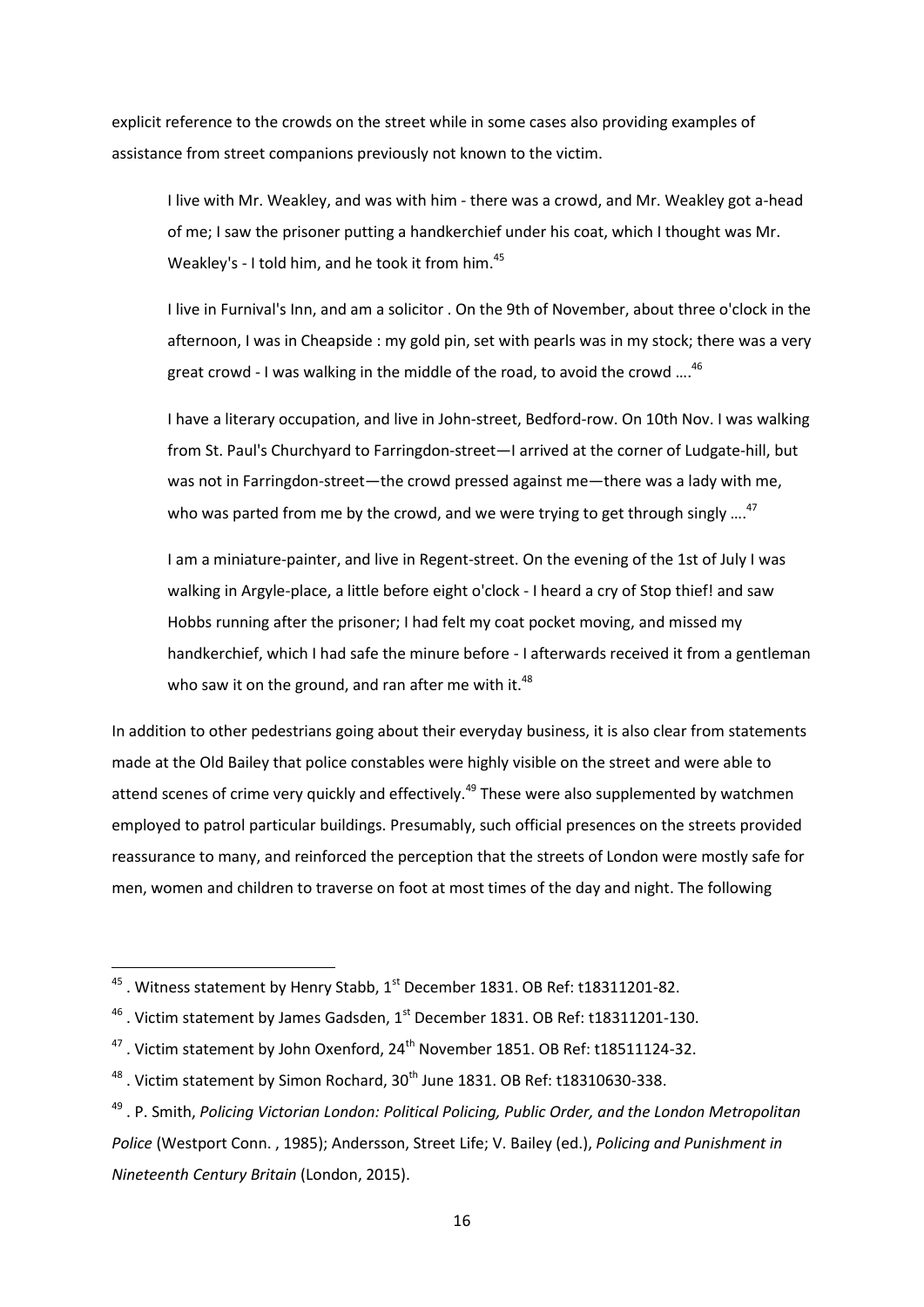explicit reference to the crowds on the street while in some cases also providing examples of assistance from street companions previously not known to the victim.

> I live with Mr. Weakley, and was with him - there was a crowd, and Mr. Weakley got a-head of me; I saw the prisoner putting a handkerchief under his coat, which I thought was Mr. Weakley's - I told him, and he took it from him.[45]

> I live in Furnival's Inn, and am a solicitor . On the 9th of November, about three o'clock in the afternoon, I was in Cheapside : my gold pin, set with pearls was in my stock; there was a very great crowd - I was walking in the middle of the road, to avoid the crowd ….[46]

> I have a literary occupation, and live in John-street, Bedford-row. On 10th Nov. I was walking from St. Paul's Churchyard to Farringdon-street—I arrived at the corner of Ludgate-hill, but was not in Farringdon-street—the crowd pressed against me—there was a lady with me, who was parted from me by the crowd, and we were trying to get through singly ….[47]

> I am a miniature-painter, and live in Regent-street. On the evening of the 1st of July I was walking in Argyle-place, a little before eight o'clock - I heard a cry of Stop thief! and saw Hobbs running after the prisoner; I had felt my coat pocket moving, and missed my handkerchief, which I had safe the minure before - I afterwards received it from a gentleman who saw it on the ground, and ran after me with it.[48]

In addition to other pedestrians going about their everyday business, it is also clear from statements made at the Old Bailey that police constables were highly visible on the street and were able to attend scenes of crime very quickly and effectively.[49] These were also supplemented by watchmen employed to patrol particular buildings. Presumably, such official presences on the streets provided reassurance to many, and reinforced the perception that the streets of London were mostly safe for men, women and children to traverse on foot at most times of the day and night. The following

---

[45] . Witness statement by Henry Stabb, 1st December 1831. OB Ref: t18311201-82.

[46] . Victim statement by James Gadsden, 1st December 1831. OB Ref: t18311201-130.

[47] . Victim statement by John Oxenford, 24th November 1851. OB Ref: t18511124-32.

[48] . Victim statement by Simon Rochard, 30th June 1831. OB Ref: t18310630-338.

[49] . P. Smith, *Policing Victorian London: Political Policing, Public Order, and the London Metropolitan Police* (Westport Conn. , 1985); Andersson, Street Life; V. Bailey (ed.), *Policing and Punishment in Nineteenth Century Britain* (London, 2015).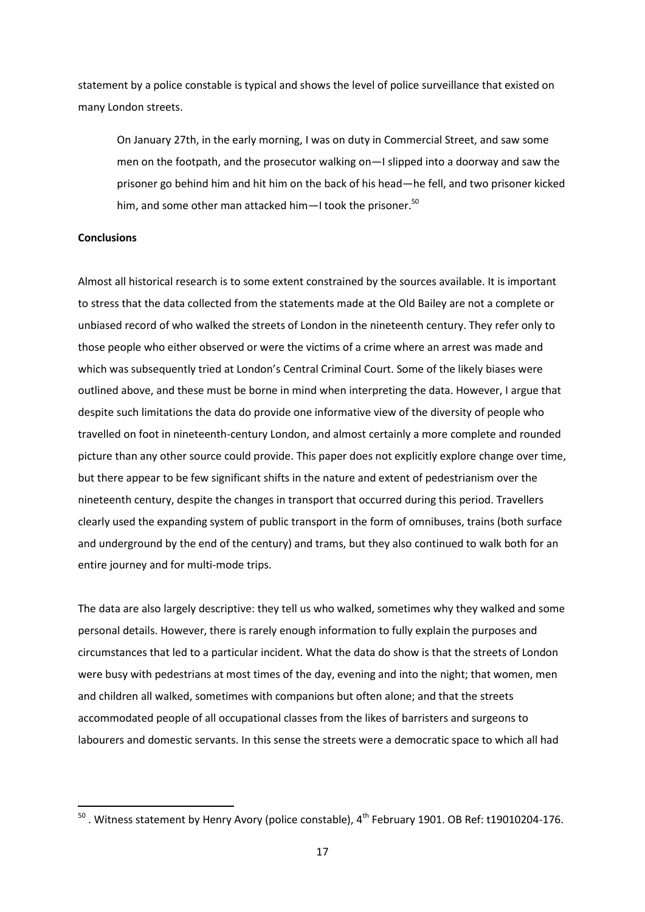statement by a police constable is typical and shows the level of police surveillance that existed on many London streets.

> On January 27th, in the early morning, I was on duty in Commercial Street, and saw some men on the footpath, and the prosecutor walking on—I slipped into a doorway and saw the prisoner go behind him and hit him on the back of his head—he fell, and two prisoner kicked him, and some other man attacked him—I took the prisoner.[50]

**Conclusions**

Almost all historical research is to some extent constrained by the sources available. It is important to stress that the data collected from the statements made at the Old Bailey are not a complete or unbiased record of who walked the streets of London in the nineteenth century. They refer only to those people who either observed or were the victims of a crime where an arrest was made and which was subsequently tried at London's Central Criminal Court. Some of the likely biases were outlined above, and these must be borne in mind when interpreting the data. However, I argue that despite such limitations the data do provide one informative view of the diversity of people who travelled on foot in nineteenth-century London, and almost certainly a more complete and rounded picture than any other source could provide. This paper does not explicitly explore change over time, but there appear to be few significant shifts in the nature and extent of pedestrianism over the nineteenth century, despite the changes in transport that occurred during this period. Travellers clearly used the expanding system of public transport in the form of omnibuses, trains (both surface and underground by the end of the century) and trams, but they also continued to walk both for an entire journey and for multi-mode trips.

The data are also largely descriptive: they tell us who walked, sometimes why they walked and some personal details. However, there is rarely enough information to fully explain the purposes and circumstances that led to a particular incident. What the data do show is that the streets of London were busy with pedestrians at most times of the day, evening and into the night; that women, men and children all walked, sometimes with companions but often alone; and that the streets accommodated people of all occupational classes from the likes of barristers and surgeons to labourers and domestic servants. In this sense the streets were a democratic space to which all had

[50] . Witness statement by Henry Avory (police constable), 4th February 1901. OB Ref: t19010204-176.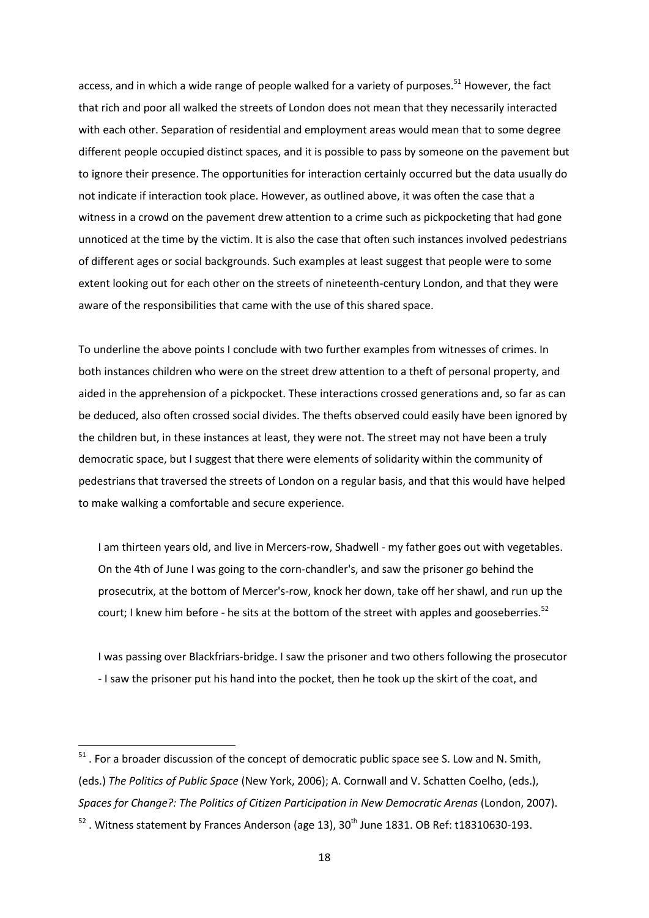access, and in which a wide range of people walked for a variety of purposes.[51] However, the fact that rich and poor all walked the streets of London does not mean that they necessarily interacted with each other. Separation of residential and employment areas would mean that to some degree different people occupied distinct spaces, and it is possible to pass by someone on the pavement but to ignore their presence. The opportunities for interaction certainly occurred but the data usually do not indicate if interaction took place. However, as outlined above, it was often the case that a witness in a crowd on the pavement drew attention to a crime such as pickpocketing that had gone unnoticed at the time by the victim. It is also the case that often such instances involved pedestrians of different ages or social backgrounds. Such examples at least suggest that people were to some extent looking out for each other on the streets of nineteenth-century London, and that they were aware of the responsibilities that came with the use of this shared space.

To underline the above points I conclude with two further examples from witnesses of crimes. In both instances children who were on the street drew attention to a theft of personal property, and aided in the apprehension of a pickpocket. These interactions crossed generations and, so far as can be deduced, also often crossed social divides. The thefts observed could easily have been ignored by the children but, in these instances at least, they were not. The street may not have been a truly democratic space, but I suggest that there were elements of solidarity within the community of pedestrians that traversed the streets of London on a regular basis, and that this would have helped to make walking a comfortable and secure experience.

> I am thirteen years old, and live in Mercers-row, Shadwell - my father goes out with vegetables. On the 4th of June I was going to the corn-chandler's, and saw the prisoner go behind the prosecutrix, at the bottom of Mercer's-row, knock her down, take off her shawl, and run up the court; I knew him before - he sits at the bottom of the street with apples and gooseberries.[52]

> I was passing over Blackfriars-bridge. I saw the prisoner and two others following the prosecutor - I saw the prisoner put his hand into the pocket, then he took up the skirt of the coat, and

---

[51]. For a broader discussion of the concept of democratic public space see S. Low and N. Smith, (eds.) *The Politics of Public Space* (New York, 2006); A. Cornwall and V. Schatten Coelho, (eds.), *Spaces for Change?: The Politics of Citizen Participation in New Democratic Arenas* (London, 2007).

[52]. Witness statement by Frances Anderson (age 13), 30th June 1831. OB Ref: t18310630-193.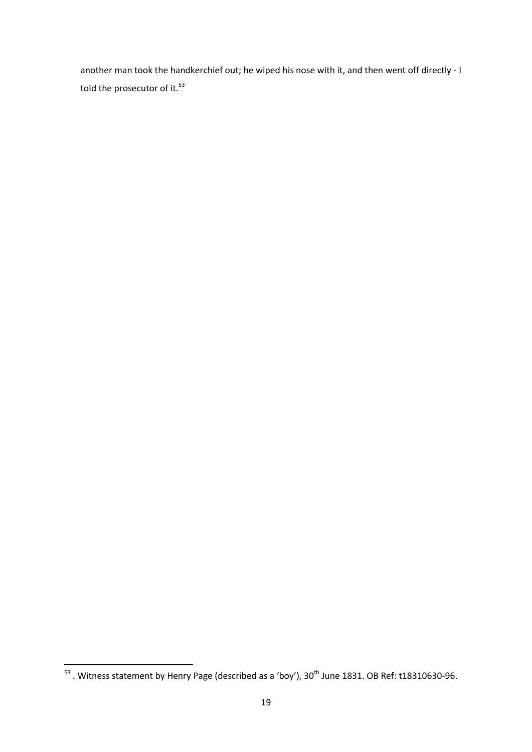another man took the handkerchief out; he wiped his nose with it, and then went off directly - I told the prosecutor of it.[53]

---

[53] . Witness statement by Henry Page (described as a 'boy'), 30th June 1831. OB Ref: t18310630-96.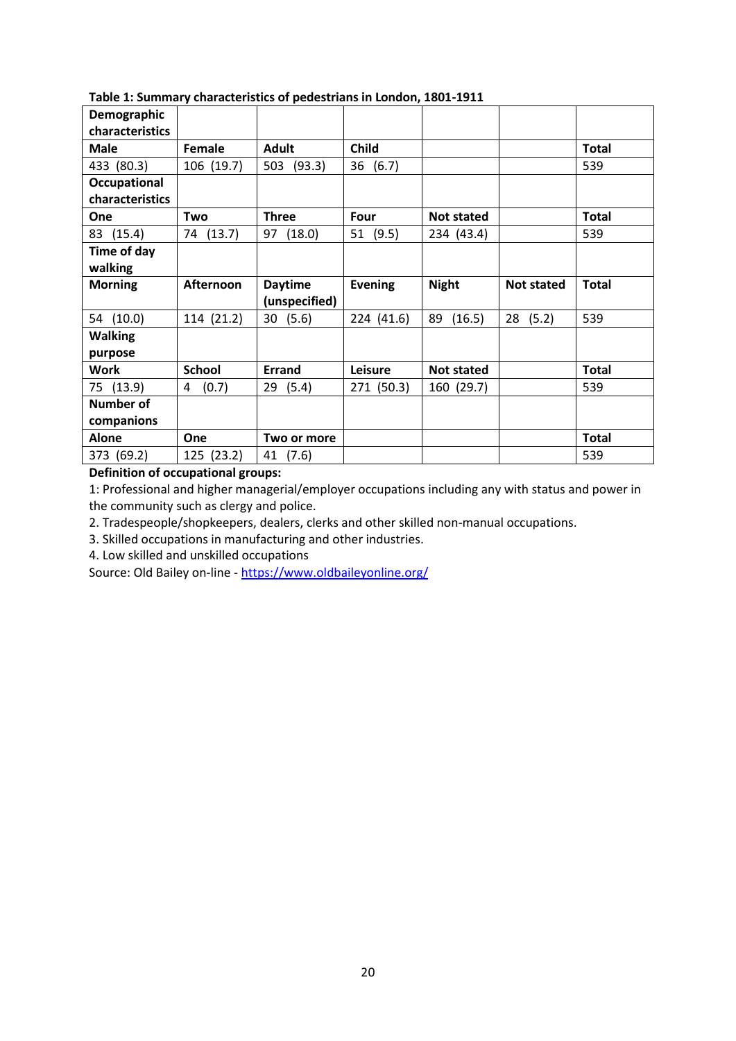**Table 1: Summary characteristics of pedestrians in London, 1801-1911**

| **Demographic characteristics** | | | | | | |
|---|---|---|---|---|---|---|
| **Male** | **Female** | **Adult** | **Child** | | | **Total** |
| 433 (80.3) | 106 (19.7) | 503 (93.3) | 36 (6.7) | | | 539 |
| **Occupational characteristics** | | | | | | |
| **One** | **Two** | **Three** | **Four** | **Not stated** | | **Total** |
| 83 (15.4) | 74 (13.7) | 97 (18.0) | 51 (9.5) | 234 (43.4) | | 539 |
| **Time of day walking** | | | | | | |
| **Morning** | **Afternoon** | **Daytime (unspecified)** | **Evening** | **Night** | **Not stated** | **Total** |
| 54 (10.0) | 114 (21.2) | 30 (5.6) | 224 (41.6) | 89 (16.5) | 28 (5.2) | 539 |
| **Walking purpose** | | | | | | |
| **Work** | **School** | **Errand** | **Leisure** | **Not stated** | | **Total** |
| 75 (13.9) | 4 (0.7) | 29 (5.4) | 271 (50.3) | 160 (29.7) | | 539 |
| **Number of companions** | | | | | | |
| **Alone** | **One** | **Two or more** | | | | **Total** |
| 373 (69.2) | 125 (23.2) | 41 (7.6) | | | | 539 |

**Definition of occupational groups:**

1: Professional and higher managerial/employer occupations including any with status and power in the community such as clergy and police.

2. Tradespeople/shopkeepers, dealers, clerks and other skilled non-manual occupations.

3. Skilled occupations in manufacturing and other industries.

4. Low skilled and unskilled occupations

Source: Old Bailey on-line - https://www.oldbaileyonline.org/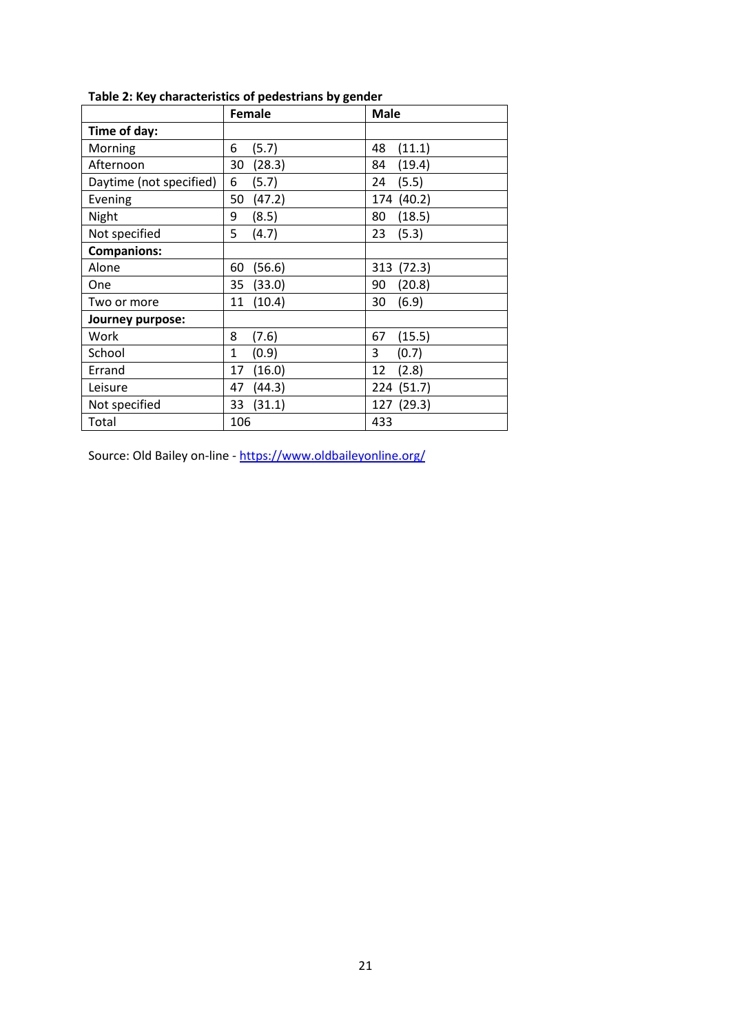**Table 2: Key characteristics of pedestrians by gender**

| | Female | Male |
|---|---|---|
| **Time of day:** | | |
| Morning | 6 (5.7) | 48 (11.1) |
| Afternoon | 30 (28.3) | 84 (19.4) |
| Daytime (not specified) | 6 (5.7) | 24 (5.5) |
| Evening | 50 (47.2) | 174 (40.2) |
| Night | 9 (8.5) | 80 (18.5) |
| Not specified | 5 (4.7) | 23 (5.3) |
| **Companions:** | | |
| Alone | 60 (56.6) | 313 (72.3) |
| One | 35 (33.0) | 90 (20.8) |
| Two or more | 11 (10.4) | 30 (6.9) |
| **Journey purpose:** | | |
| Work | 8 (7.6) | 67 (15.5) |
| School | 1 (0.9) | 3 (0.7) |
| Errand | 17 (16.0) | 12 (2.8) |
| Leisure | 47 (44.3) | 224 (51.7) |
| Not specified | 33 (31.1) | 127 (29.3) |
| Total | 106 | 433 |

Source: Old Bailey on-line - https://www.oldbaileyonline.org/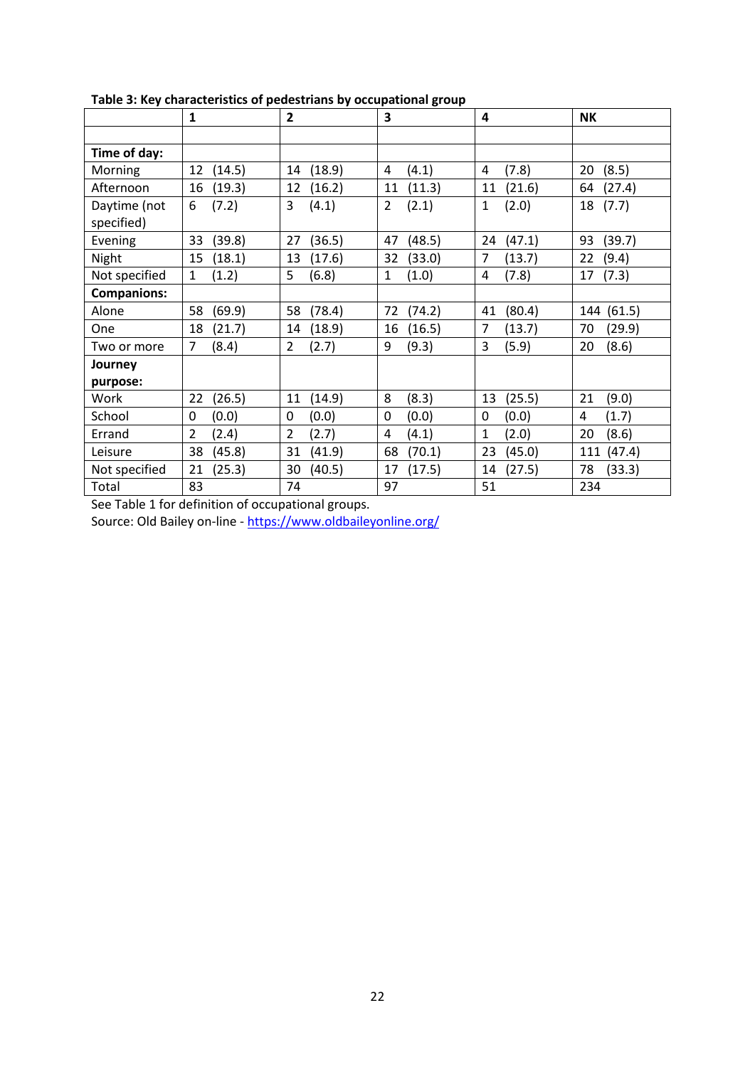**Table 3: Key characteristics of pedestrians by occupational group**

| | 1 | 2 | 3 | 4 | NK |
|---|---|---|---|---|---|
| | | | | | |
| **Time of day:** | | | | | |
| Morning | 12 (14.5) | 14 (18.9) | 4 (4.1) | 4 (7.8) | 20 (8.5) |
| Afternoon | 16 (19.3) | 12 (16.2) | 11 (11.3) | 11 (21.6) | 64 (27.4) |
| Daytime (not specified) | 6 (7.2) | 3 (4.1) | 2 (2.1) | 1 (2.0) | 18 (7.7) |
| Evening | 33 (39.8) | 27 (36.5) | 47 (48.5) | 24 (47.1) | 93 (39.7) |
| Night | 15 (18.1) | 13 (17.6) | 32 (33.0) | 7 (13.7) | 22 (9.4) |
| Not specified | 1 (1.2) | 5 (6.8) | 1 (1.0) | 4 (7.8) | 17 (7.3) |
| **Companions:** | | | | | |
| Alone | 58 (69.9) | 58 (78.4) | 72 (74.2) | 41 (80.4) | 144 (61.5) |
| One | 18 (21.7) | 14 (18.9) | 16 (16.5) | 7 (13.7) | 70 (29.9) |
| Two or more | 7 (8.4) | 2 (2.7) | 9 (9.3) | 3 (5.9) | 20 (8.6) |
| **Journey purpose:** | | | | | |
| Work | 22 (26.5) | 11 (14.9) | 8 (8.3) | 13 (25.5) | 21 (9.0) |
| School | 0 (0.0) | 0 (0.0) | 0 (0.0) | 0 (0.0) | 4 (1.7) |
| Errand | 2 (2.4) | 2 (2.7) | 4 (4.1) | 1 (2.0) | 20 (8.6) |
| Leisure | 38 (45.8) | 31 (41.9) | 68 (70.1) | 23 (45.0) | 111 (47.4) |
| Not specified | 21 (25.3) | 30 (40.5) | 17 (17.5) | 14 (27.5) | 78 (33.3) |
| Total | 83 | 74 | 97 | 51 | 234 |

See Table 1 for definition of occupational groups.

Source: Old Bailey on-line - https://www.oldbaileyonline.org/